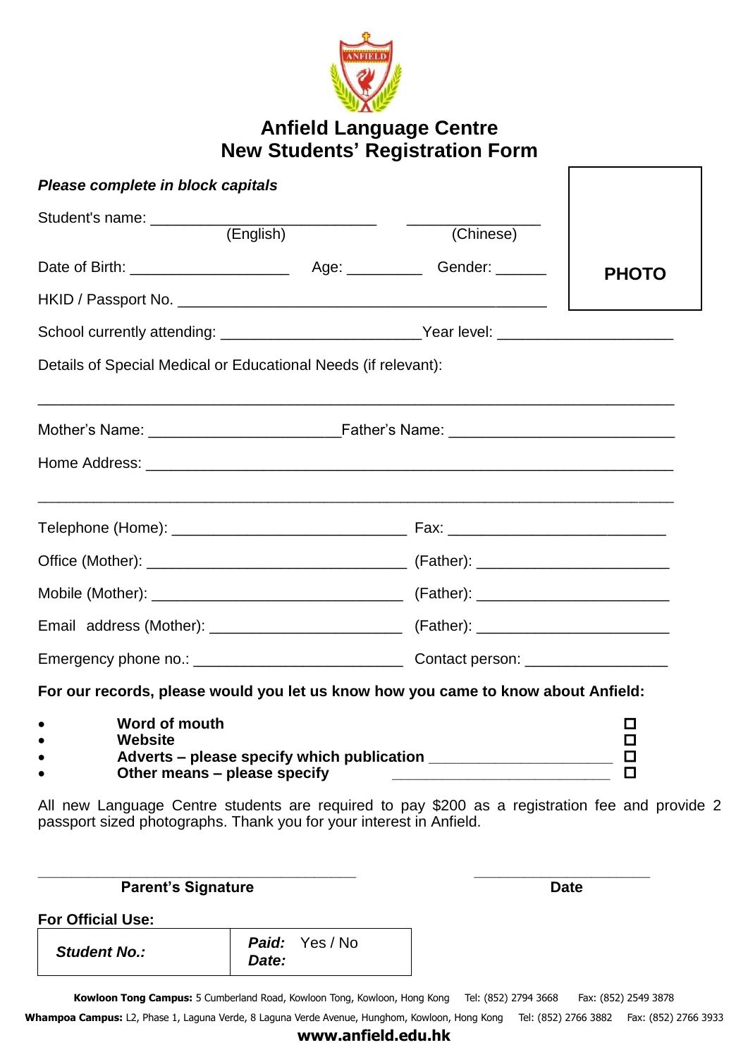# Anfield Language Centre
## New Students' Registration Form

***Please complete in block capitals***

PHOTO

Student's name: ____________________________ (English) ________________ (Chinese)

Date of Birth: ___________________ Age: _________ Gender: ______

HKID / Passport No. ______________________________________________

School currently attending: ________________________ Year level: _____________________

Details of Special Medical or Educational Needs (if relevant):

_____________________________________________________________________________

Mother's Name: _______________________ Father's Name: ___________________________

Home Address: ________________________________________________________________

_____________________________________________________________________________

Telephone (Home): ____________________________ Fax: __________________________

Office (Mother): _______________________________ (Father): ______________________

Mobile (Mother): ______________________________ (Father): ______________________

Email address (Mother): _______________________ (Father): ______________________

Emergency phone no.: _________________________ Contact person: _________________

**For our records, please would you let us know how you came to know about Anfield:**

- **Word of mouth** ☐
- **Website** ☐
- **Adverts – please specify which publication** _____________________ ☐
- **Other means – please specify** _________________________ ☐

All new Language Centre students are required to pay $200 as a registration fee and provide 2 passport sized photographs. Thank you for your interest in Anfield.

_________________________________________ ______________________

**Parent's Signature** **Date**

**For Official Use:**

| ***Student No.:*** | ***Paid:*** Yes / No<br>***Date:*** |
|---|---|

**Kowloon Tong Campus:** 5 Cumberland Road, Kowloon Tong, Kowloon, Hong Kong Tel: (852) 2794 3668 Fax: (852) 2549 3878

**Whampoa Campus:** L2, Phase 1, Laguna Verde, 8 Laguna Verde Avenue, Hunghom, Kowloon, Hong Kong Tel: (852) 2766 3882 Fax: (852) 2766 3933

**www.anfield.edu.hk**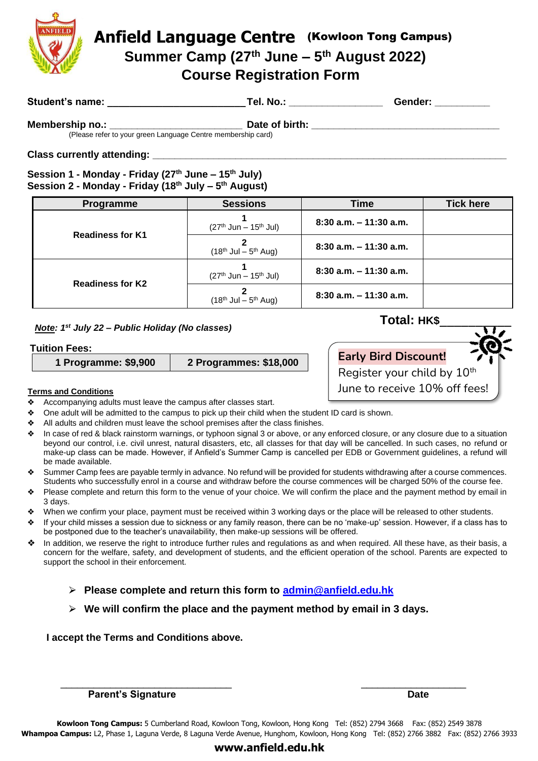# Anfield Language Centre (Kowloon Tong Campus)

## Summer Camp (27th June – 5th August 2022)

## Course Registration Form

**Student's name: ________________________ Tel. No.: ________________ Gender: _________**

**Membership no.: ________________________ Date of birth: ________________________________**

(Please refer to your green Language Centre membership card)

**Class currently attending: ____________________________________________________________**

**Session 1 - Monday - Friday (27th June – 15th July)**
**Session 2 - Monday - Friday (18th July – 5th August)**

| Programme | Sessions | Time | Tick here |
|---|---|---|---|
| Readiness for K1 | 1 (27th Jun – 15th Jul) | 8:30 a.m. – 11:30 a.m. | |
| | 2 (18th Jul – 5th Aug) | 8:30 a.m. – 11:30 a.m. | |
| Readiness for K2 | 1 (27th Jun – 15th Jul) | 8:30 a.m. – 11:30 a.m. | |
| | 2 (18th Jul – 5th Aug) | 8:30 a.m. – 11:30 a.m. | |

***Note: 1st July 22 – Public Holiday (No classes)***

**Total: HK$__________**

**Tuition Fees:**

| 1 Programme: $9,900 | 2 Programmes: $18,000 |
|---|---|

**Early Bird Discount!**
Register your child by 10th June to receive 10% off fees!

**Terms and Conditions**

- Accompanying adults must leave the campus after classes start.
- One adult will be admitted to the campus to pick up their child when the student ID card is shown.
- All adults and children must leave the school premises after the class finishes.
- In case of red & black rainstorm warnings, or typhoon signal 3 or above, or any enforced closure, or any closure due to a situation beyond our control, i.e. civil unrest, natural disasters, etc, all classes for that day will be cancelled. In such cases, no refund or make-up class can be made. However, if Anfield's Summer Camp is cancelled per EDB or Government guidelines, a refund will be made available.
- Summer Camp fees are payable termly in advance. No refund will be provided for students withdrawing after a course commences. Students who successfully enrol in a course and withdraw before the course commences will be charged 50% of the course fee.
- Please complete and return this form to the venue of your choice. We will confirm the place and the payment method by email in 3 days.
- When we confirm your place, payment must be received within 3 working days or the place will be released to other students.
- If your child misses a session due to sickness or any family reason, there can be no 'make-up' session. However, if a class has to be postponed due to the teacher's unavailability, then make-up sessions will be offered.
- In addition, we reserve the right to introduce further rules and regulations as and when required. All these have, as their basis, a concern for the welfare, safety, and development of students, and the efficient operation of the school. Parents are expected to support the school in their enforcement.

- **Please complete and return this form to [admin@anfield.edu.hk](mailto:admin@anfield.edu.hk)**
- **We will confirm the place and the payment method by email in 3 days.**

**I accept the Terms and Conditions above.**

_______________________________ ____________________
**Parent's Signature** **Date**

**Kowloon Tong Campus:** 5 Cumberland Road, Kowloon Tong, Kowloon, Hong Kong Tel: (852) 2794 3668 Fax: (852) 2549 3878
**Whampoa Campus:** L2, Phase 1, Laguna Verde, 8 Laguna Verde Avenue, Hunghom, Kowloon, Hong Kong Tel: (852) 2766 3882 Fax: (852) 2766 3933

**www.anfield.edu.hk**